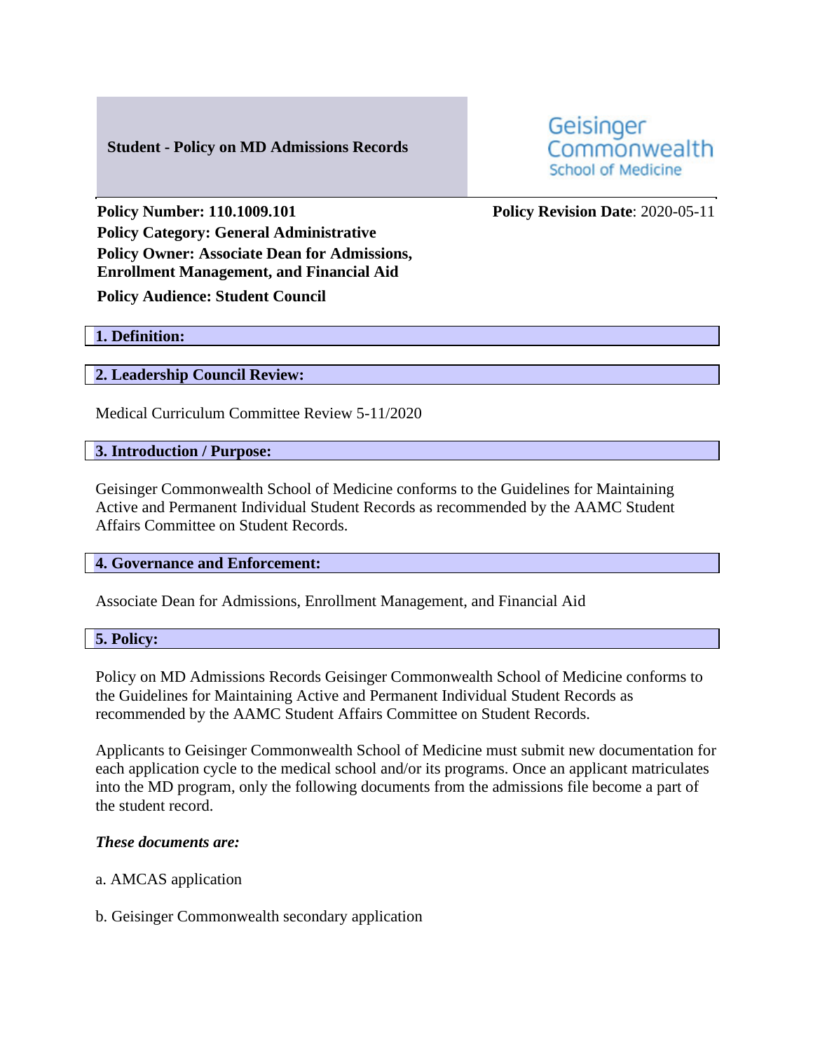# Student - Policy on MD Admissions Records

Geisinger Commonwealth School of Medicine

**Policy Number: 110.1009.101**

**Policy Revision Date**: 2020-05-11

**Policy Category: General Administrative**

**Policy Owner: Associate Dean for Admissions, Enrollment Management, and Financial Aid**

**Policy Audience: Student Council**

## 1. Definition:

## 2. Leadership Council Review:

Medical Curriculum Committee Review 5-11/2020

## 3. Introduction / Purpose:

Geisinger Commonwealth School of Medicine conforms to the Guidelines for Maintaining Active and Permanent Individual Student Records as recommended by the AAMC Student Affairs Committee on Student Records.

## 4. Governance and Enforcement:

Associate Dean for Admissions, Enrollment Management, and Financial Aid

## 5. Policy:

Policy on MD Admissions Records Geisinger Commonwealth School of Medicine conforms to the Guidelines for Maintaining Active and Permanent Individual Student Records as recommended by the AAMC Student Affairs Committee on Student Records.

Applicants to Geisinger Commonwealth School of Medicine must submit new documentation for each application cycle to the medical school and/or its programs. Once an applicant matriculates into the MD program, only the following documents from the admissions file become a part of the student record.

***These documents are:***

a. AMCAS application

b. Geisinger Commonwealth secondary application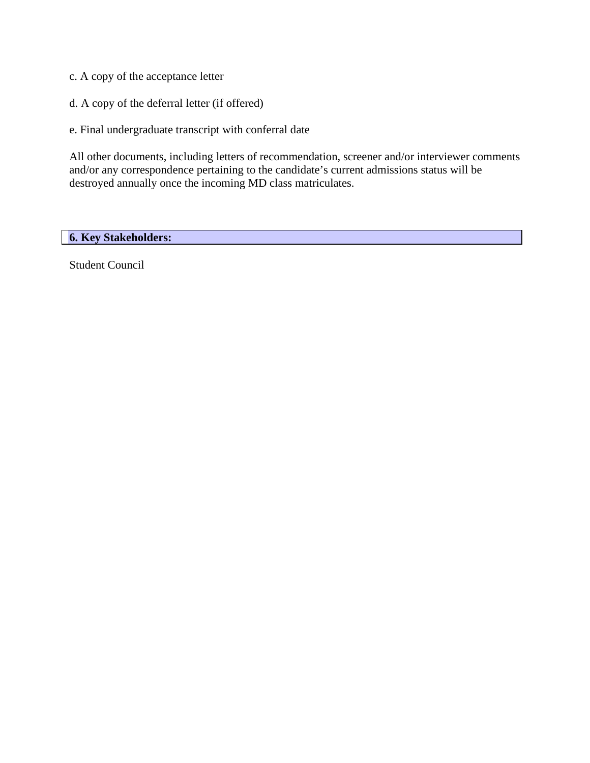c. A copy of the acceptance letter

d. A copy of the deferral letter (if offered)

e. Final undergraduate transcript with conferral date

All other documents, including letters of recommendation, screener and/or interviewer comments and/or any correspondence pertaining to the candidate's current admissions status will be destroyed annually once the incoming MD class matriculates.

## 6. Key Stakeholders:

Student Council